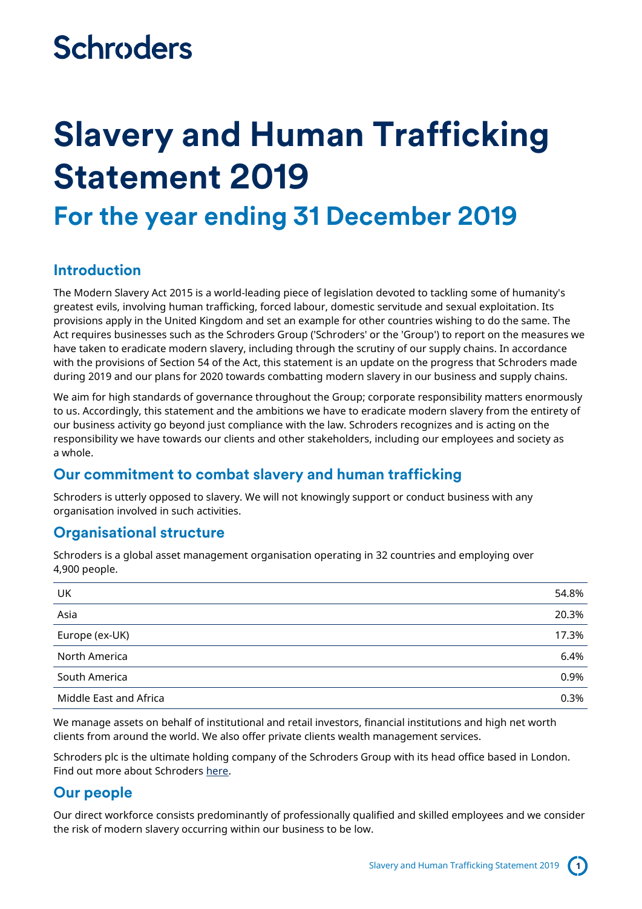Schroders

# Slavery and Human Trafficking Statement 2019

## For the year ending 31 December 2019

### Introduction

The Modern Slavery Act 2015 is a world-leading piece of legislation devoted to tackling some of humanity's greatest evils, involving human trafficking, forced labour, domestic servitude and sexual exploitation. Its provisions apply in the United Kingdom and set an example for other countries wishing to do the same. The Act requires businesses such as the Schroders Group ('Schroders' or the 'Group') to report on the measures we have taken to eradicate modern slavery, including through the scrutiny of our supply chains. In accordance with the provisions of Section 54 of the Act, this statement is an update on the progress that Schroders made during 2019 and our plans for 2020 towards combatting modern slavery in our business and supply chains.

We aim for high standards of governance throughout the Group; corporate responsibility matters enormously to us. Accordingly, this statement and the ambitions we have to eradicate modern slavery from the entirety of our business activity go beyond just compliance with the law. Schroders recognizes and is acting on the responsibility we have towards our clients and other stakeholders, including our employees and society as a whole.

### Our commitment to combat slavery and human trafficking

Schroders is utterly opposed to slavery. We will not knowingly support or conduct business with any organisation involved in such activities.

### Organisational structure

Schroders is a global asset management organisation operating in 32 countries and employing over 4,900 people.

| Region | % |
|---|---|
| UK | 54.8% |
| Asia | 20.3% |
| Europe (ex-UK) | 17.3% |
| North America | 6.4% |
| South America | 0.9% |
| Middle East and Africa | 0.3% |

We manage assets on behalf of institutional and retail investors, financial institutions and high net worth clients from around the world. We also offer private clients wealth management services.

Schroders plc is the ultimate holding company of the Schroders Group with its head office based in London. Find out more about Schroders here.

### Our people

Our direct workforce consists predominantly of professionally qualified and skilled employees and we consider the risk of modern slavery occurring within our business to be low.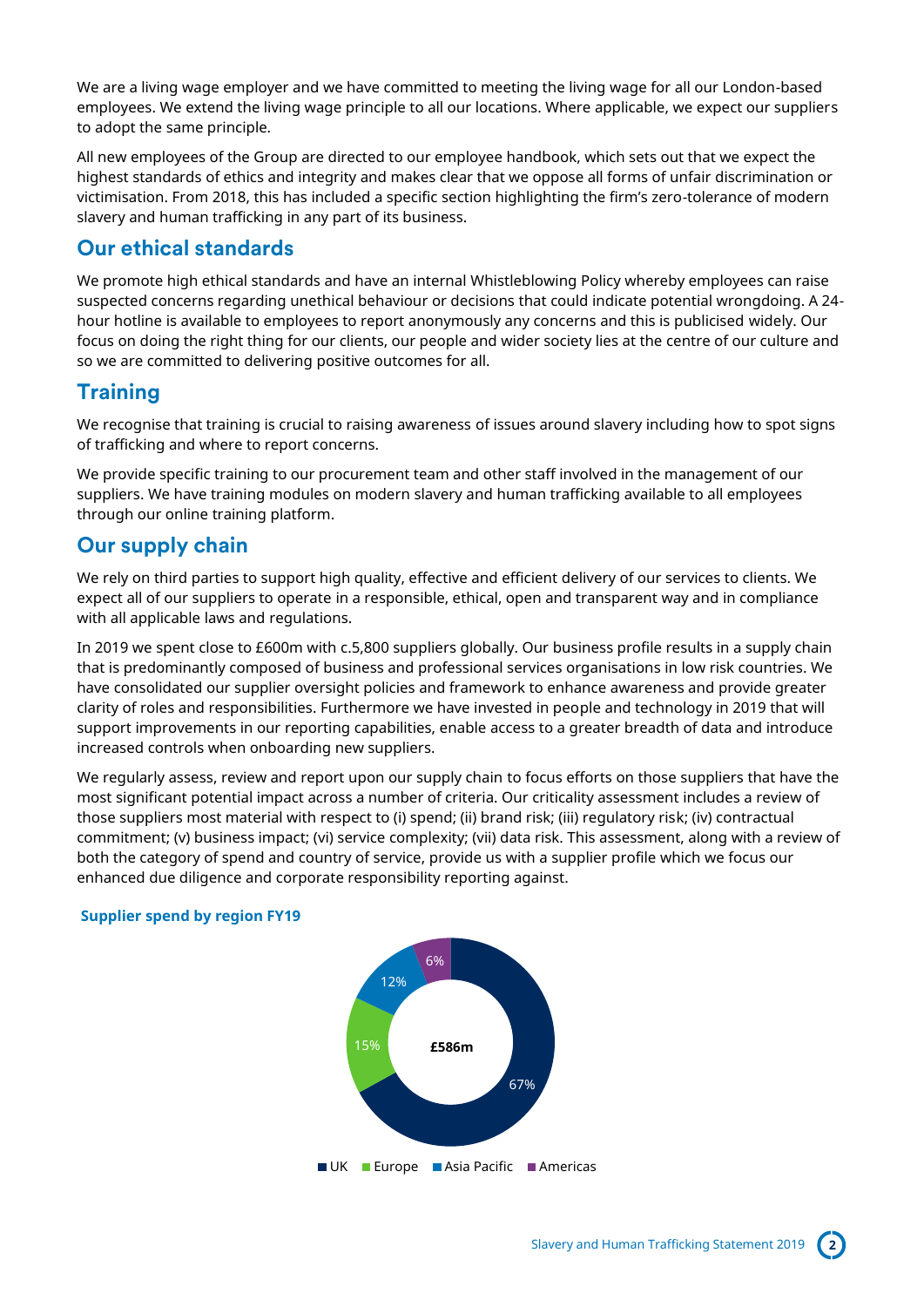We are a living wage employer and we have committed to meeting the living wage for all our London-based employees. We extend the living wage principle to all our locations. Where applicable, we expect our suppliers to adopt the same principle.

All new employees of the Group are directed to our employee handbook, which sets out that we expect the highest standards of ethics and integrity and makes clear that we oppose all forms of unfair discrimination or victimisation. From 2018, this has included a specific section highlighting the firm's zero-tolerance of modern slavery and human trafficking in any part of its business.

## Our ethical standards

We promote high ethical standards and have an internal Whistleblowing Policy whereby employees can raise suspected concerns regarding unethical behaviour or decisions that could indicate potential wrongdoing. A 24-hour hotline is available to employees to report anonymously any concerns and this is publicised widely. Our focus on doing the right thing for our clients, our people and wider society lies at the centre of our culture and so we are committed to delivering positive outcomes for all.

## Training

We recognise that training is crucial to raising awareness of issues around slavery including how to spot signs of trafficking and where to report concerns.

We provide specific training to our procurement team and other staff involved in the management of our suppliers. We have training modules on modern slavery and human trafficking available to all employees through our online training platform.

## Our supply chain

We rely on third parties to support high quality, effective and efficient delivery of our services to clients. We expect all of our suppliers to operate in a responsible, ethical, open and transparent way and in compliance with all applicable laws and regulations.

In 2019 we spent close to £600m with c.5,800 suppliers globally. Our business profile results in a supply chain that is predominantly composed of business and professional services organisations in low risk countries. We have consolidated our supplier oversight policies and framework to enhance awareness and provide greater clarity of roles and responsibilities. Furthermore we have invested in people and technology in 2019 that will support improvements in our reporting capabilities, enable access to a greater breadth of data and introduce increased controls when onboarding new suppliers.

We regularly assess, review and report upon our supply chain to focus efforts on those suppliers that have the most significant potential impact across a number of criteria. Our criticality assessment includes a review of those suppliers most material with respect to (i) spend; (ii) brand risk; (iii) regulatory risk; (iv) contractual commitment; (v) business impact; (vi) service complexity; (vii) data risk. This assessment, along with a review of both the category of spend and country of service, provide us with a supplier profile which we focus our enhanced due diligence and corporate responsibility reporting against.

**Supplier spend by region FY19**

£586m

| Region | Share |
|---|---|
| UK | 67% |
| Europe | 15% |
| Asia Pacific | 12% |
| Americas | 6% |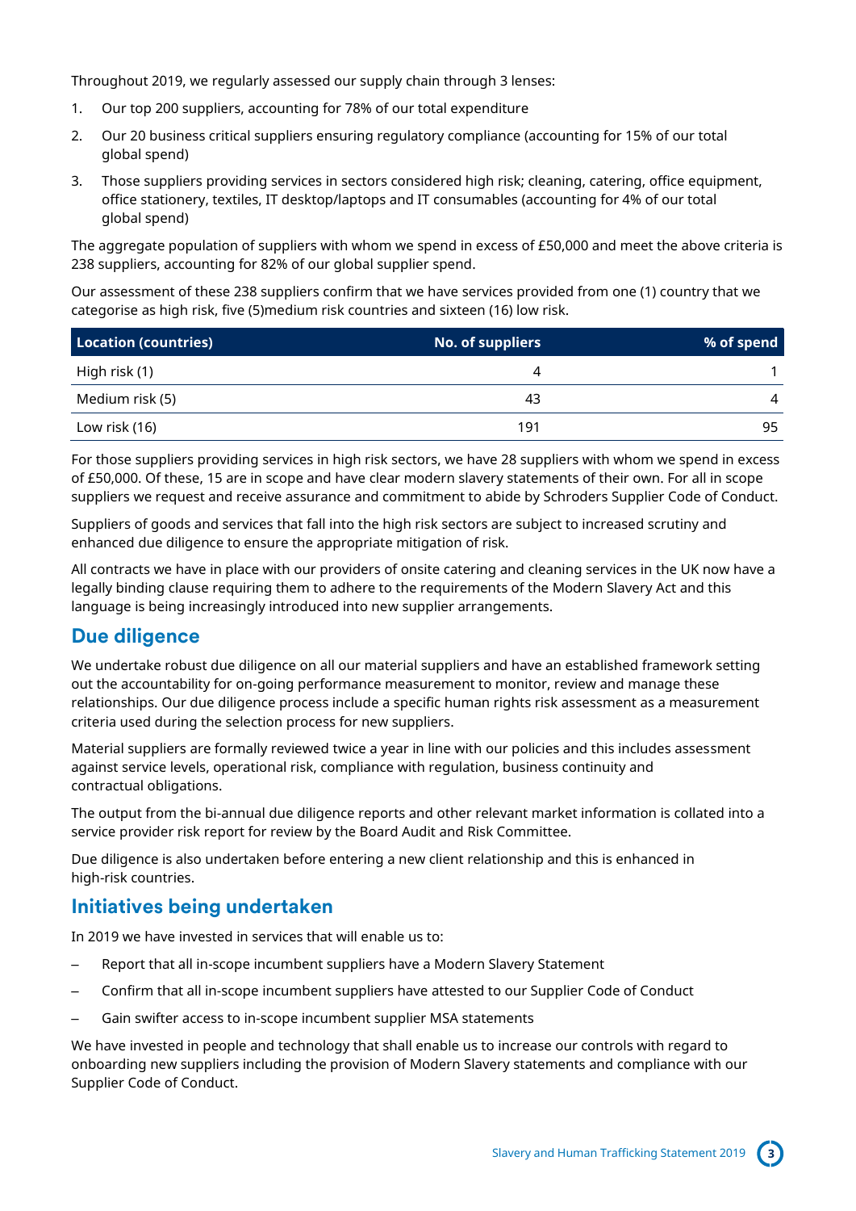Throughout 2019, we regularly assessed our supply chain through 3 lenses:

1. Our top 200 suppliers, accounting for 78% of our total expenditure
2. Our 20 business critical suppliers ensuring regulatory compliance (accounting for 15% of our total global spend)
3. Those suppliers providing services in sectors considered high risk; cleaning, catering, office equipment, office stationery, textiles, IT desktop/laptops and IT consumables (accounting for 4% of our total global spend)

The aggregate population of suppliers with whom we spend in excess of £50,000 and meet the above criteria is 238 suppliers, accounting for 82% of our global supplier spend.

Our assessment of these 238 suppliers confirm that we have services provided from one (1) country that we categorise as high risk, five (5)medium risk countries and sixteen (16) low risk.

| Location (countries) | No. of suppliers | % of spend |
|---|---|---|
| High risk (1) | 4 | 1 |
| Medium risk (5) | 43 | 4 |
| Low risk (16) | 191 | 95 |

For those suppliers providing services in high risk sectors, we have 28 suppliers with whom we spend in excess of £50,000. Of these, 15 are in scope and have clear modern slavery statements of their own. For all in scope suppliers we request and receive assurance and commitment to abide by Schroders Supplier Code of Conduct.

Suppliers of goods and services that fall into the high risk sectors are subject to increased scrutiny and enhanced due diligence to ensure the appropriate mitigation of risk.

All contracts we have in place with our providers of onsite catering and cleaning services in the UK now have a legally binding clause requiring them to adhere to the requirements of the Modern Slavery Act and this language is being increasingly introduced into new supplier arrangements.

## Due diligence

We undertake robust due diligence on all our material suppliers and have an established framework setting out the accountability for on-going performance measurement to monitor, review and manage these relationships. Our due diligence process include a specific human rights risk assessment as a measurement criteria used during the selection process for new suppliers.

Material suppliers are formally reviewed twice a year in line with our policies and this includes assessment against service levels, operational risk, compliance with regulation, business continuity and contractual obligations.

The output from the bi-annual due diligence reports and other relevant market information is collated into a service provider risk report for review by the Board Audit and Risk Committee.

Due diligence is also undertaken before entering a new client relationship and this is enhanced in high-risk countries.

## Initiatives being undertaken

In 2019 we have invested in services that will enable us to:

- Report that all in-scope incumbent suppliers have a Modern Slavery Statement
- Confirm that all in-scope incumbent suppliers have attested to our Supplier Code of Conduct
- Gain swifter access to in-scope incumbent supplier MSA statements

We have invested in people and technology that shall enable us to increase our controls with regard to onboarding new suppliers including the provision of Modern Slavery statements and compliance with our Supplier Code of Conduct.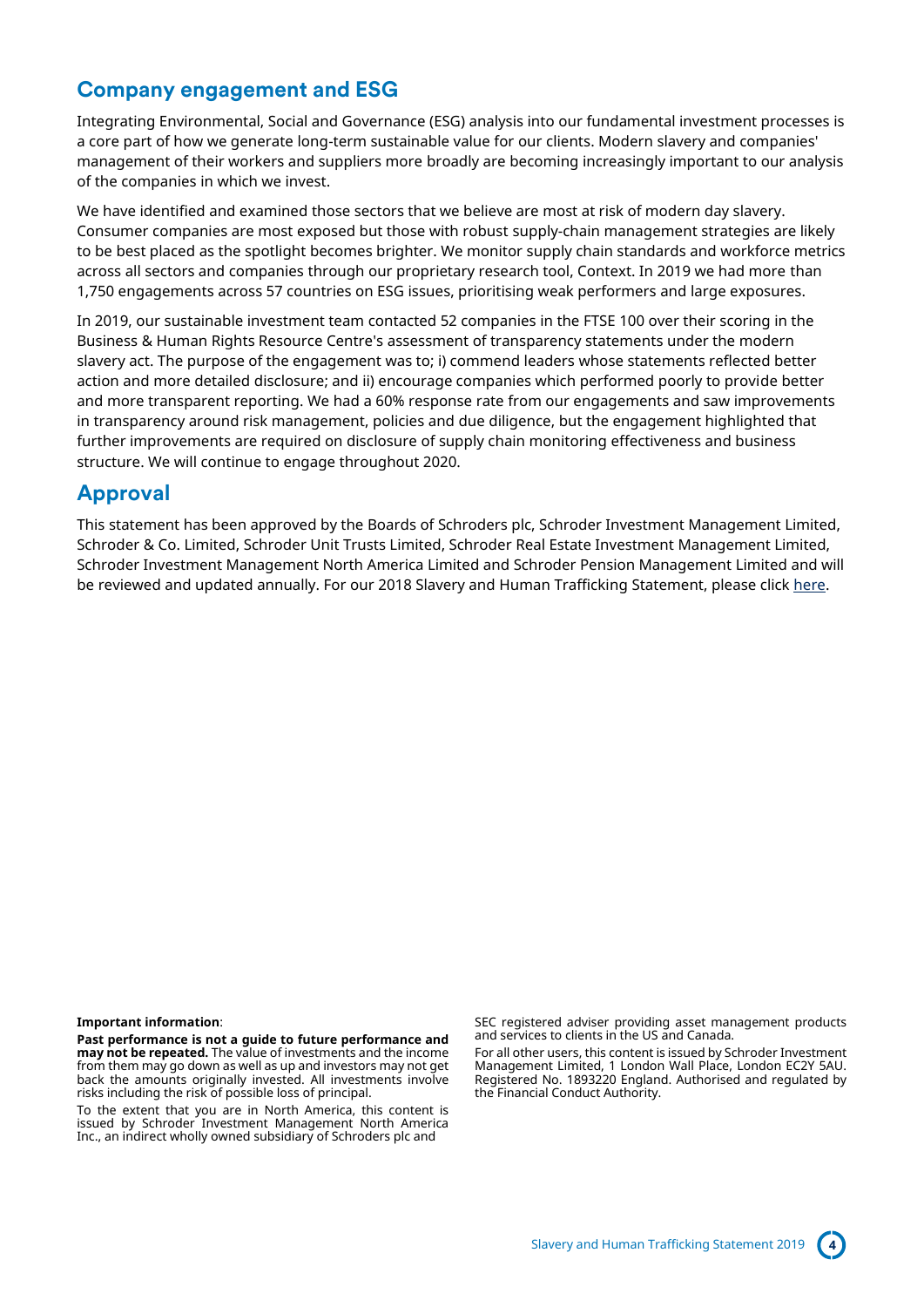## Company engagement and ESG

Integrating Environmental, Social and Governance (ESG) analysis into our fundamental investment processes is a core part of how we generate long-term sustainable value for our clients. Modern slavery and companies' management of their workers and suppliers more broadly are becoming increasingly important to our analysis of the companies in which we invest.

We have identified and examined those sectors that we believe are most at risk of modern day slavery. Consumer companies are most exposed but those with robust supply-chain management strategies are likely to be best placed as the spotlight becomes brighter. We monitor supply chain standards and workforce metrics across all sectors and companies through our proprietary research tool, Context. In 2019 we had more than 1,750 engagements across 57 countries on ESG issues, prioritising weak performers and large exposures.

In 2019, our sustainable investment team contacted 52 companies in the FTSE 100 over their scoring in the Business & Human Rights Resource Centre's assessment of transparency statements under the modern slavery act. The purpose of the engagement was to; i) commend leaders whose statements reflected better action and more detailed disclosure; and ii) encourage companies which performed poorly to provide better and more transparent reporting. We had a 60% response rate from our engagements and saw improvements in transparency around risk management, policies and due diligence, but the engagement highlighted that further improvements are required on disclosure of supply chain monitoring effectiveness and business structure. We will continue to engage throughout 2020.

## Approval

This statement has been approved by the Boards of Schroders plc, Schroder Investment Management Limited, Schroder & Co. Limited, Schroder Unit Trusts Limited, Schroder Real Estate Investment Management Limited, Schroder Investment Management North America Limited and Schroder Pension Management Limited and will be reviewed and updated annually. For our 2018 Slavery and Human Trafficking Statement, please click here.

**Important information**:

**Past performance is not a guide to future performance and may not be repeated.** The value of investments and the income from them may go down as well as up and investors may not get back the amounts originally invested. All investments involve risks including the risk of possible loss of principal.

To the extent that you are in North America, this content is issued by Schroder Investment Management North America Inc., an indirect wholly owned subsidiary of Schroders plc and SEC registered adviser providing asset management products and services to clients in the US and Canada.

For all other users, this content is issued by Schroder Investment Management Limited, 1 London Wall Place, London EC2Y 5AU. Registered No. 1893220 England. Authorised and regulated by the Financial Conduct Authority.